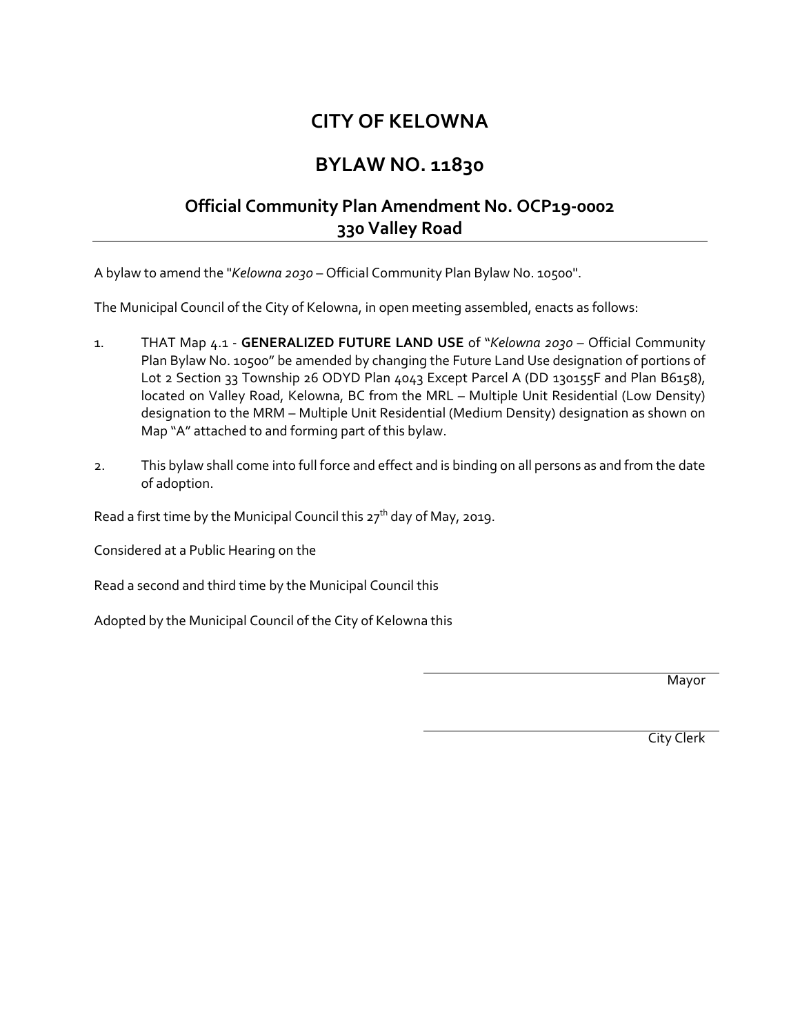# CITY OF KELOWNA

# BYLAW NO. 11830

## Official Community Plan Amendment No. OCP19-0002
## 330 Valley Road

A bylaw to amend the "*Kelowna 2030* – Official Community Plan Bylaw No. 10500".

The Municipal Council of the City of Kelowna, in open meeting assembled, enacts as follows:

1. THAT Map 4.1 - **GENERALIZED FUTURE LAND USE** of "*Kelowna 2030* – Official Community Plan Bylaw No. 10500" be amended by changing the Future Land Use designation of portions of Lot 2 Section 33 Township 26 ODYD Plan 4043 Except Parcel A (DD 130155F and Plan B6158), located on Valley Road, Kelowna, BC from the MRL – Multiple Unit Residential (Low Density) designation to the MRM – Multiple Unit Residential (Medium Density) designation as shown on Map "A" attached to and forming part of this bylaw.

2. This bylaw shall come into full force and effect and is binding on all persons as and from the date of adoption.

Read a first time by the Municipal Council this 27th day of May, 2019.

Considered at a Public Hearing on the

Read a second and third time by the Municipal Council this

Adopted by the Municipal Council of the City of Kelowna this

Mayor

City Clerk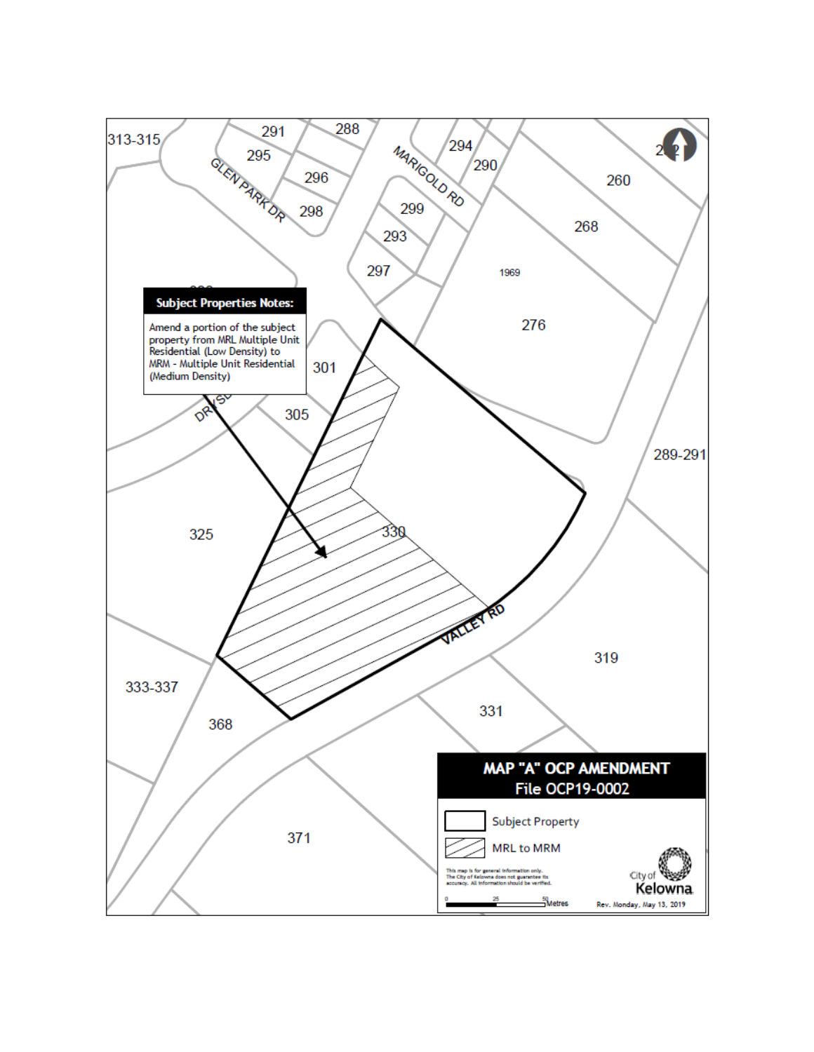**Subject Properties Notes:**

Amend a portion of the subject property from MRL Multiple Unit Residential (Low Density) to MRM - Multiple Unit Residential (Medium Density)

313-315
291
288
295
296
298
GLEN PARK DR
MARIGOLD RD
294
290
292
260
299
293
297
268
1969
276
301
305
DRYSDALE
289-291
325
330
VALLEY RD
319
333-337
368
331
371

## MAP "A" OCP AMENDMENT
## File OCP19-0002

Subject Property

MRL to MRM

This map is for general information only. The City of Kelowna does not guarantee its accuracy. All information should be verified.

0 25 50 Metres

City of Kelowna

Rev. Monday, May 13, 2019